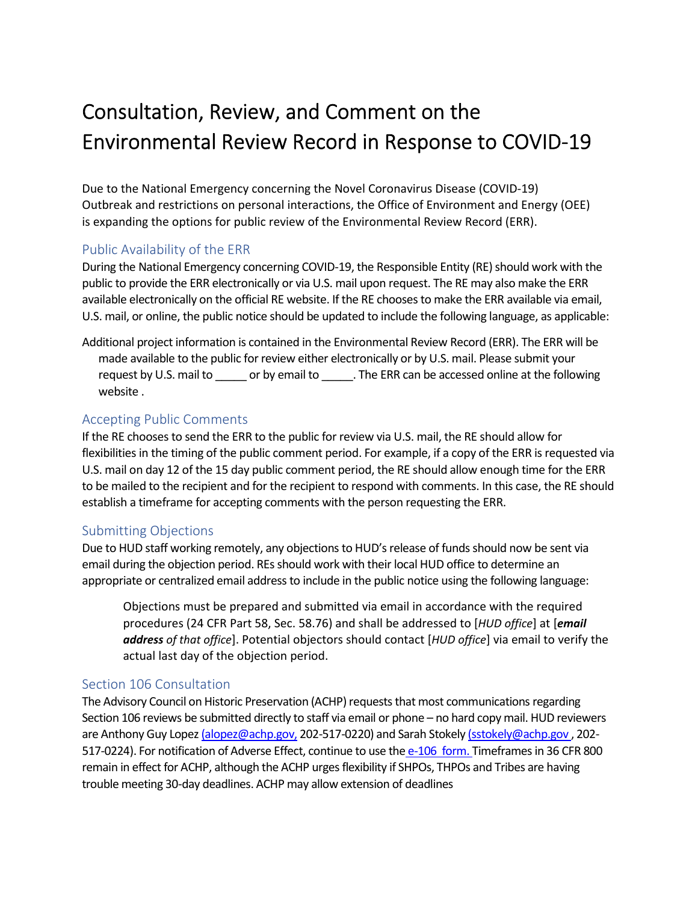# Consultation, Review, and Comment on the Environmental Review Record in Response to COVID-19

Due to the National Emergency concerning the Novel Coronavirus Disease (COVID-19) Outbreak and restrictions on personal interactions, the Office of Environment and Energy (OEE) is expanding the options for public review of the Environmental Review Record (ERR).

## Public Availability of the ERR

During the National Emergency concerning COVID-19, the Responsible Entity (RE) should work with the public to provide the ERR electronically or via U.S. mail upon request. The RE may also make the ERR available electronically on the official RE website. If the RE chooses to make the ERR available via email, U.S. mail, or online, the public notice should be updated to include the following language, as applicable:

Additional project information is contained in the Environmental Review Record (ERR). The ERR will be made available to the public for review either electronically or by U.S. mail. Please submit your request by U.S. mail to _____ or by email to _____. The ERR can be accessed online at the following website .

## Accepting Public Comments

If the RE chooses to send the ERR to the public for review via U.S. mail, the RE should allow for flexibilities in the timing of the public comment period. For example, if a copy of the ERR is requested via U.S. mail on day 12 of the 15 day public comment period, the RE should allow enough time for the ERR to be mailed to the recipient and for the recipient to respond with comments. In this case, the RE should establish a timeframe for accepting comments with the person requesting the ERR.

## Submitting Objections

Due to HUD staff working remotely, any objections to HUD's release of funds should now be sent via email during the objection period. REs should work with their local HUD office to determine an appropriate or centralized email address to include in the public notice using the following language:

> Objections must be prepared and submitted via email in accordance with the required procedures (24 CFR Part 58, Sec. 58.76) and shall be addressed to [*HUD office*] at [***email address*** *of that office*]. Potential objectors should contact [*HUD office*] via email to verify the actual last day of the objection period.

## Section 106 Consultation

The Advisory Council on Historic Preservation (ACHP) requests that most communications regarding Section 106 reviews be submitted directly to staff via email or phone – no hard copy mail. HUD reviewers are Anthony Guy Lopez (alopez@achp.gov, 202-517-0220) and Sarah Stokely (sstokely@achp.gov , 202-517-0224). For notification of Adverse Effect, continue to use the e-106 form. Timeframes in 36 CFR 800 remain in effect for ACHP, although the ACHP urges flexibility if SHPOs, THPOs and Tribes are having trouble meeting 30-day deadlines. ACHP may allow extension of deadlines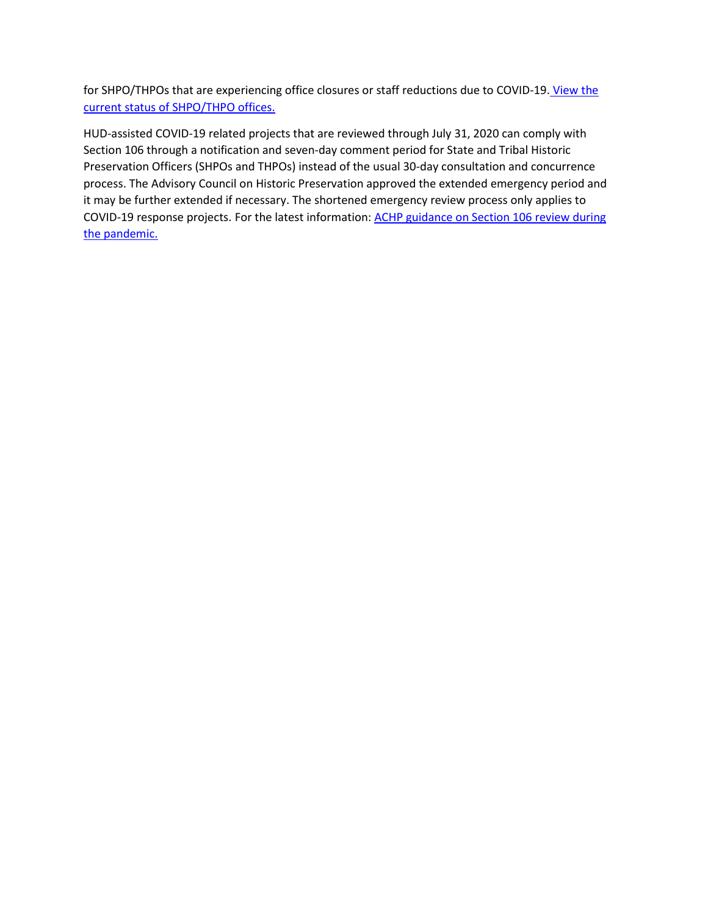for SHPO/THPOs that are experiencing office closures or staff reductions due to COVID-19. [View the current status of SHPO/THPO offices.]

HUD-assisted COVID-19 related projects that are reviewed through July 31, 2020 can comply with Section 106 through a notification and seven-day comment period for State and Tribal Historic Preservation Officers (SHPOs and THPOs) instead of the usual 30-day consultation and concurrence process. The Advisory Council on Historic Preservation approved the extended emergency period and it may be further extended if necessary. The shortened emergency review process only applies to COVID-19 response projects. For the latest information: [ACHP guidance on Section 106 review during the pandemic.]